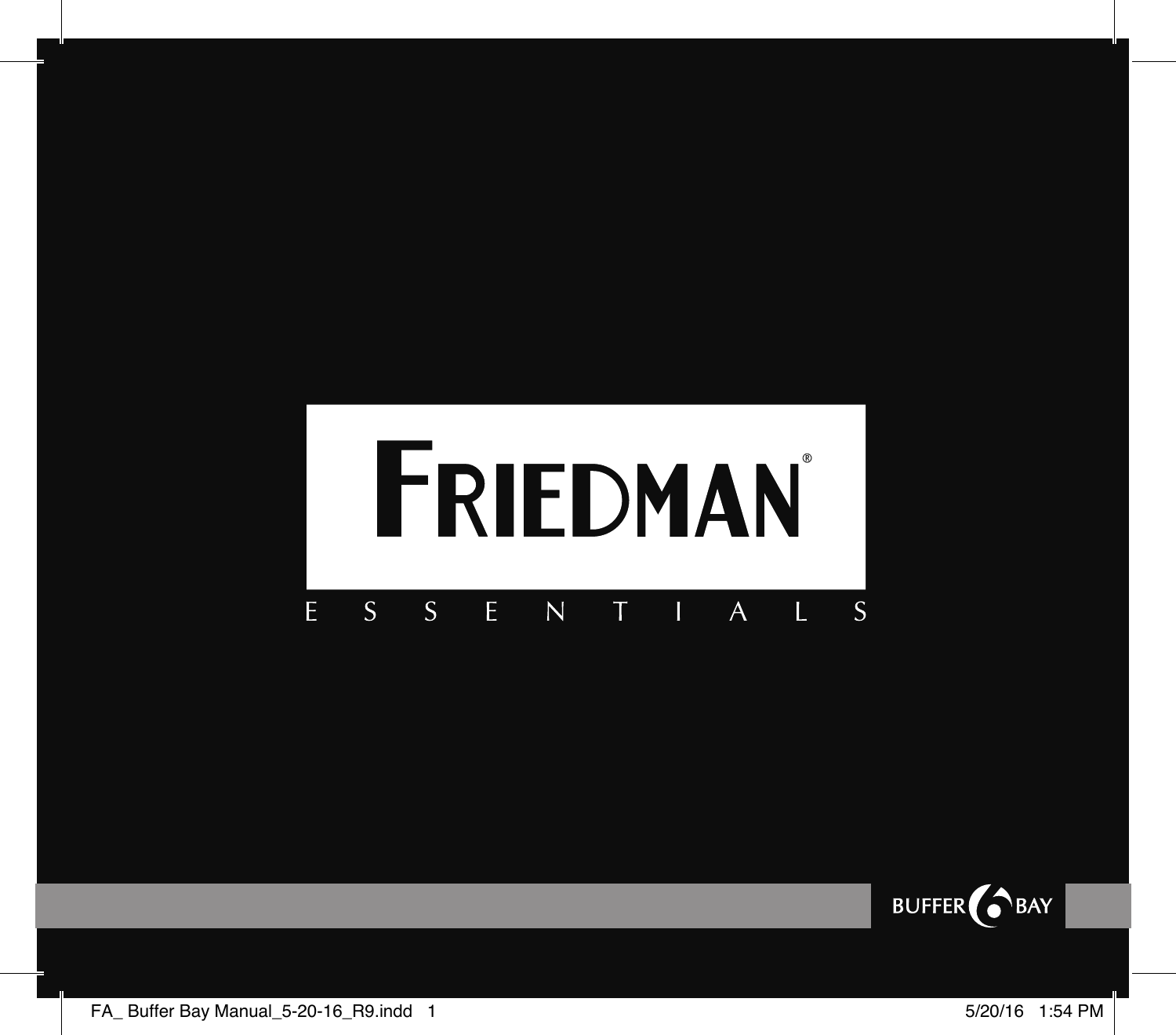# FRIEDMAN®

E S S E N T I A L S

BUFFER BAY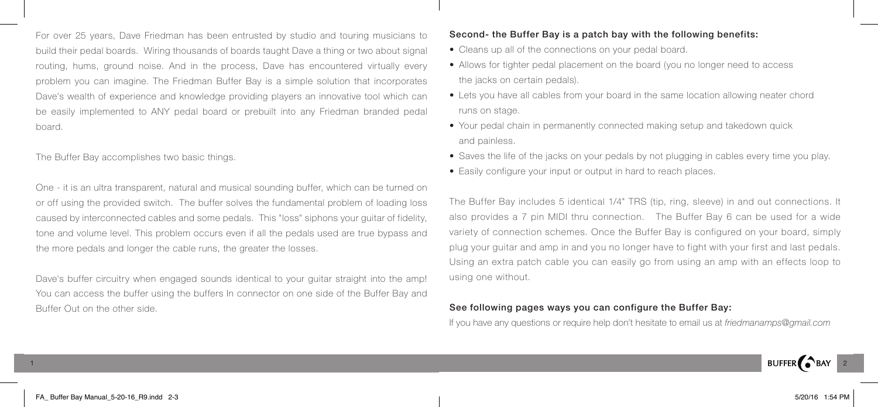For over 25 years, Dave Friedman has been entrusted by studio and touring musicians to build their pedal boards. Wiring thousands of boards taught Dave a thing or two about signal routing, hums, ground noise. And in the process, Dave has encountered virtually every problem you can imagine. The Friedman Buffer Bay is a simple solution that incorporates Dave's wealth of experience and knowledge providing players an innovative tool which can be easily implemented to ANY pedal board or prebuilt into any Friedman branded pedal board.

The Buffer Bay accomplishes two basic things.

One - it is an ultra transparent, natural and musical sounding buffer, which can be turned on or off using the provided switch. The buffer solves the fundamental problem of loading loss caused by interconnected cables and some pedals. This "loss" siphons your guitar of fidelity, tone and volume level. This problem occurs even if all the pedals used are true bypass and the more pedals and longer the cable runs, the greater the losses.

Dave's buffer circuitry when engaged sounds identical to your guitar straight into the amp! You can access the buffer using the buffers In connector on one side of the Buffer Bay and Buffer Out on the other side.

**Second- the Buffer Bay is a patch bay with the following benefits:**

- Cleans up all of the connections on your pedal board.
- Allows for tighter pedal placement on the board (you no longer need to access the jacks on certain pedals).
- Lets you have all cables from your board in the same location allowing neater chord runs on stage.
- Your pedal chain in permanently connected making setup and takedown quick and painless.
- Saves the life of the jacks on your pedals by not plugging in cables every time you play.
- Easily configure your input or output in hard to reach places.

The Buffer Bay includes 5 identical 1/4" TRS (tip, ring, sleeve) in and out connections. It also provides a 7 pin MIDI thru connection. The Buffer Bay 6 can be used for a wide variety of connection schemes. Once the Buffer Bay is configured on your board, simply plug your guitar and amp in and you no longer have to fight with your first and last pedals. Using an extra patch cable you can easily go from using an amp with an effects loop to using one without.

**See following pages ways you can configure the Buffer Bay:**

If you have any questions or require help don't hesitate to email us at *friedmanamps@gmail.com*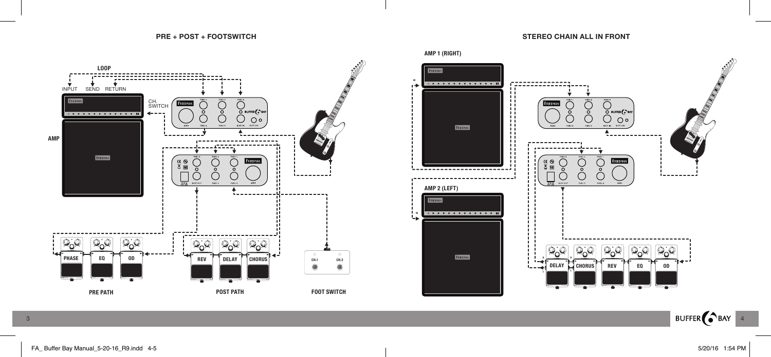## PRE + POST + FOOTSWITCH

LOOP

INPUT SEND RETURN

CH. SWITCH

AMP

PHASE EQ OD

REV DELAY CHORUS

CH.1 CH.2

PRE PATH

POST PATH

FOOT SWITCH

## STEREO CHAIN ALL IN FRONT

AMP 1 (RIGHT)

AMP 2 (LEFT)

DELAY CHORUS REV EQ OD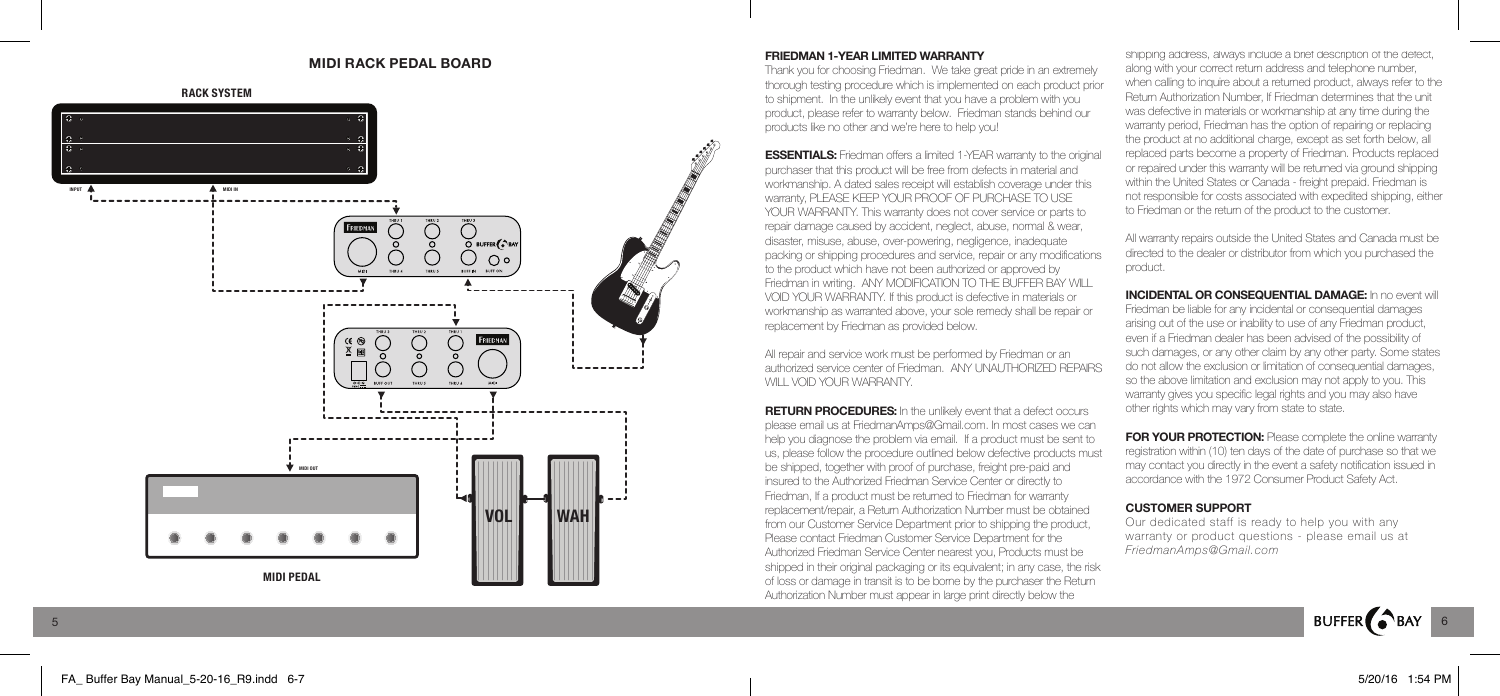## MIDI RACK PEDAL BOARD

**RACK SYSTEM**

INPUT

MIDI IN

MIDI OUT

VOL

WAH

**MIDI PEDAL**

### FRIEDMAN 1-YEAR LIMITED WARRANTY

Thank you for choosing Friedman. We take great pride in an extremely thorough testing procedure which is implemented on each product prior to shipment. In the unlikely event that you have a problem with you product, please refer to warranty below. Friedman stands behind our products like no other and we're here to help you!

**ESSENTIALS:** Friedman offers a limited 1-YEAR warranty to the original purchaser that this product will be free from defects in material and workmanship. A dated sales receipt will establish coverage under this warranty, PLEASE KEEP YOUR PROOF OF PURCHASE TO USE YOUR WARRANTY. This warranty does not cover service or parts to repair damage caused by accident, neglect, abuse, normal & wear, disaster, misuse, abuse, over-powering, negligence, inadequate packing or shipping procedures and service, repair or any modifications to the product which have not been authorized or approved by Friedman in writing. ANY MODIFICATION TO THE BUFFER BAY WILL VOID YOUR WARRANTY. If this product is defective in materials or workmanship as warranted above, your sole remedy shall be repair or replacement by Friedman as provided below.

All repair and service work must be performed by Friedman or an authorized service center of Friedman. ANY UNAUTHORIZED REPAIRS WILL VOID YOUR WARRANTY.

**RETURN PROCEDURES:** In the unlikely event that a defect occurs please email us at FriedmanAmps@Gmail.com. In most cases we can help you diagnose the problem via email. If a product must be sent to us, please follow the procedure outlined below defective products must be shipped, together with proof of purchase, freight pre-paid and insured to the Authorized Friedman Service Center or directly to Friedman, If a product must be returned to Friedman for warranty replacement/repair, a Return Authorization Number must be obtained from our Customer Service Department prior to shipping the product, Please contact Friedman Customer Service Department for the Authorized Friedman Service Center nearest you, Products must be shipped in their original packaging or its equivalent; in any case, the risk of loss or damage in transit is to be borne by the purchaser the Return Authorization Number must appear in large print directly below the shipping address, always include a brief description of the defect, along with your correct return address and telephone number, when calling to inquire about a returned product, always refer to the Return Authorization Number, If Friedman determines that the unit was defective in materials or workmanship at any time during the warranty period, Friedman has the option of repairing or replacing the product at no additional charge, except as set forth below, all replaced parts become a property of Friedman. Products replaced or repaired under this warranty will be returned via ground shipping within the United States or Canada - freight prepaid. Friedman is not responsible for costs associated with expedited shipping, either to Friedman or the return of the product to the customer.

All warranty repairs outside the United States and Canada must be directed to the dealer or distributor from which you purchased the product.

**INCIDENTAL OR CONSEQUENTIAL DAMAGE:** In no event will Friedman be liable for any incidental or consequential damages arising out of the use or inability to use of any Friedman product, even if a Friedman dealer has been advised of the possibility of such damages, or any other claim by any other party. Some states do not allow the exclusion or limitation of consequential damages, so the above limitation and exclusion may not apply to you. This warranty gives you specific legal rights and you may also have other rights which may vary from state to state.

**FOR YOUR PROTECTION:** Please complete the online warranty registration within (10) ten days of the date of purchase so that we may contact you directly in the event a safety notification issued in accordance with the 1972 Consumer Product Safety Act.

### CUSTOMER SUPPORT

Our dedicated staff is ready to help you with any warranty or product questions - please email us at *FriedmanAmps@Gmail.com*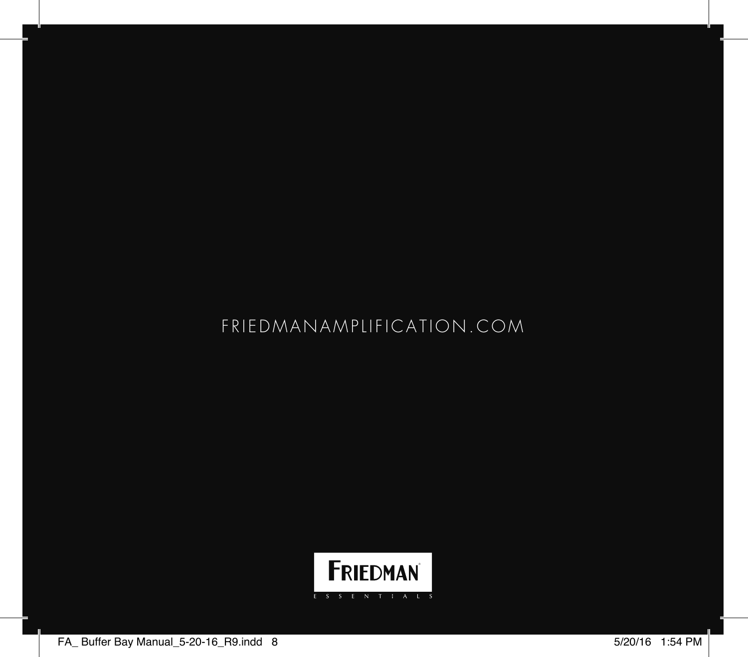FRIEDMANAMPLIFICATION.COM

FRIEDMAN

E S S E N T I A L S